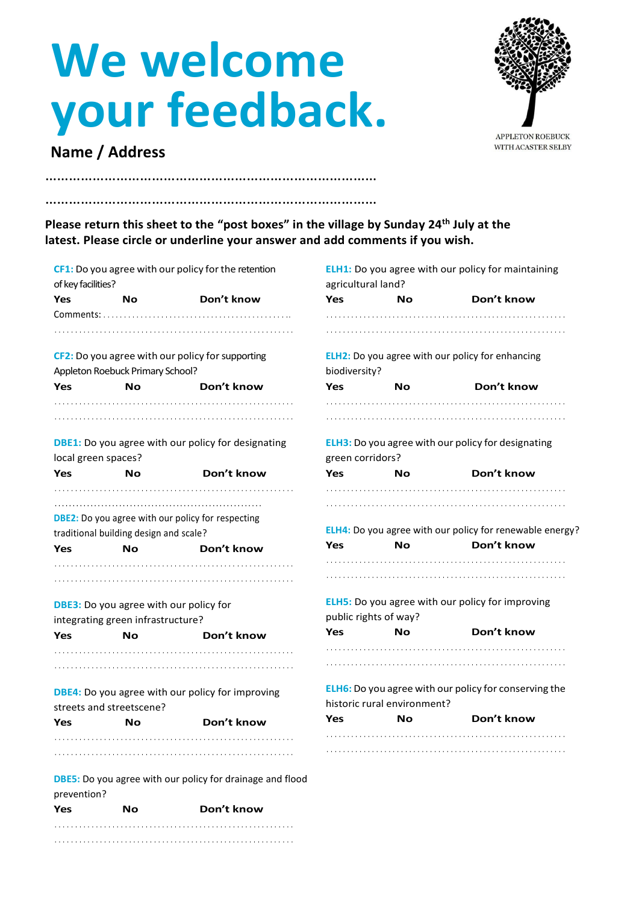# We welcome your feedback.

APPLETON ROEBUCK WITH ACASTER SELBY

**Name / Address**

……………………………………………………………………………

……………………………………………………………………………

**Please return this sheet to the "post boxes" in the village by Sunday 24th July at the latest. Please circle or underline your answer and add comments if you wish.**

**CF1:** Do you agree with our policy for the retention of key facilities?

**Yes** **No** **Don't know**

Comments: ……………………………………………..

……………………………………………………………

**CF2:** Do you agree with our policy for supporting Appleton Roebuck Primary School?

**Yes** **No** **Don't know**

……………………………………………………………

……………………………………………………………

**DBE1:** Do you agree with our policy for designating local green spaces?

**Yes** **No** **Don't know**

……………………………………………………………

……………………………………………………………

**DBE2:** Do you agree with our policy for respecting traditional building design and scale?

**Yes** **No** **Don't know**

……………………………………………………………

……………………………………………………………

**DBE3:** Do you agree with our policy for integrating green infrastructure?

**Yes** **No** **Don't know**

……………………………………………………………

……………………………………………………………

**DBE4:** Do you agree with our policy for improving streets and streetscene?

**Yes** **No** **Don't know**

……………………………………………………………

……………………………………………………………

**DBE5:** Do you agree with our policy for drainage and flood prevention?

**Yes** **No** **Don't know**

……………………………………………………………

……………………………………………………………

**ELH1:** Do you agree with our policy for maintaining agricultural land?

**Yes** **No** **Don't know**

……………………………………………………………

……………………………………………………………

**ELH2:** Do you agree with our policy for enhancing biodiversity?

**Yes** **No** **Don't know**

……………………………………………………………

……………………………………………………………

**ELH3:** Do you agree with our policy for designating green corridors?

**Yes** **No** **Don't know**

……………………………………………………………

……………………………………………………………

**ELH4:** Do you agree with our policy for renewable energy?

**Yes** **No** **Don't know**

……………………………………………………………

……………………………………………………………

**ELH5:** Do you agree with our policy for improving public rights of way?

**Yes** **No** **Don't know**

……………………………………………………………

……………………………………………………………

**ELH6:** Do you agree with our policy for conserving the historic rural environment?

**Yes** **No** **Don't know**

……………………………………………………………

……………………………………………………………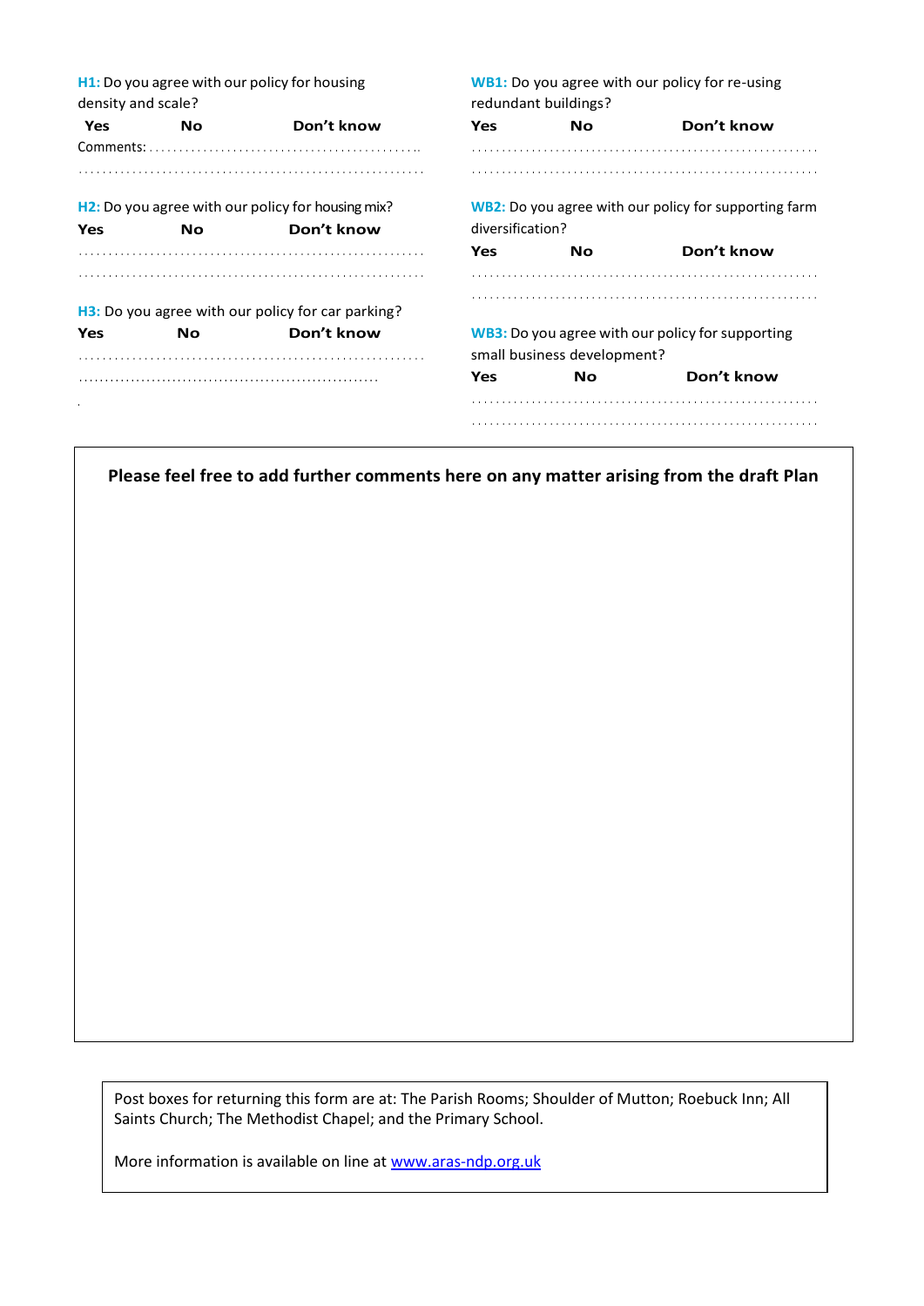**H1:** Do you agree with our policy for housing density and scale?

**Yes** **No** **Don't know**

Comments:.............................................

.........................................................

**H2:** Do you agree with our policy for housing mix?

**Yes** **No** **Don't know**

.........................................................

.........................................................

**H3:** Do you agree with our policy for car parking?

**Yes** **No** **Don't know**

.........................................................

.........................................................

**WB1:** Do you agree with our policy for re-using redundant buildings?

**Yes** **No** **Don't know**

.........................................................

.........................................................

**WB2:** Do you agree with our policy for supporting farm diversification?

**Yes** **No** **Don't know**

.........................................................

.........................................................

**WB3:** Do you agree with our policy for supporting small business development?

**Yes** **No** **Don't know**

.........................................................

.........................................................

**Please feel free to add further comments here on any matter arising from the draft Plan**

Post boxes for returning this form are at: The Parish Rooms; Shoulder of Mutton; Roebuck Inn; All Saints Church; The Methodist Chapel; and the Primary School.

More information is available on line at [www.aras-ndp.org.uk](http://www.aras-ndp.org.uk)